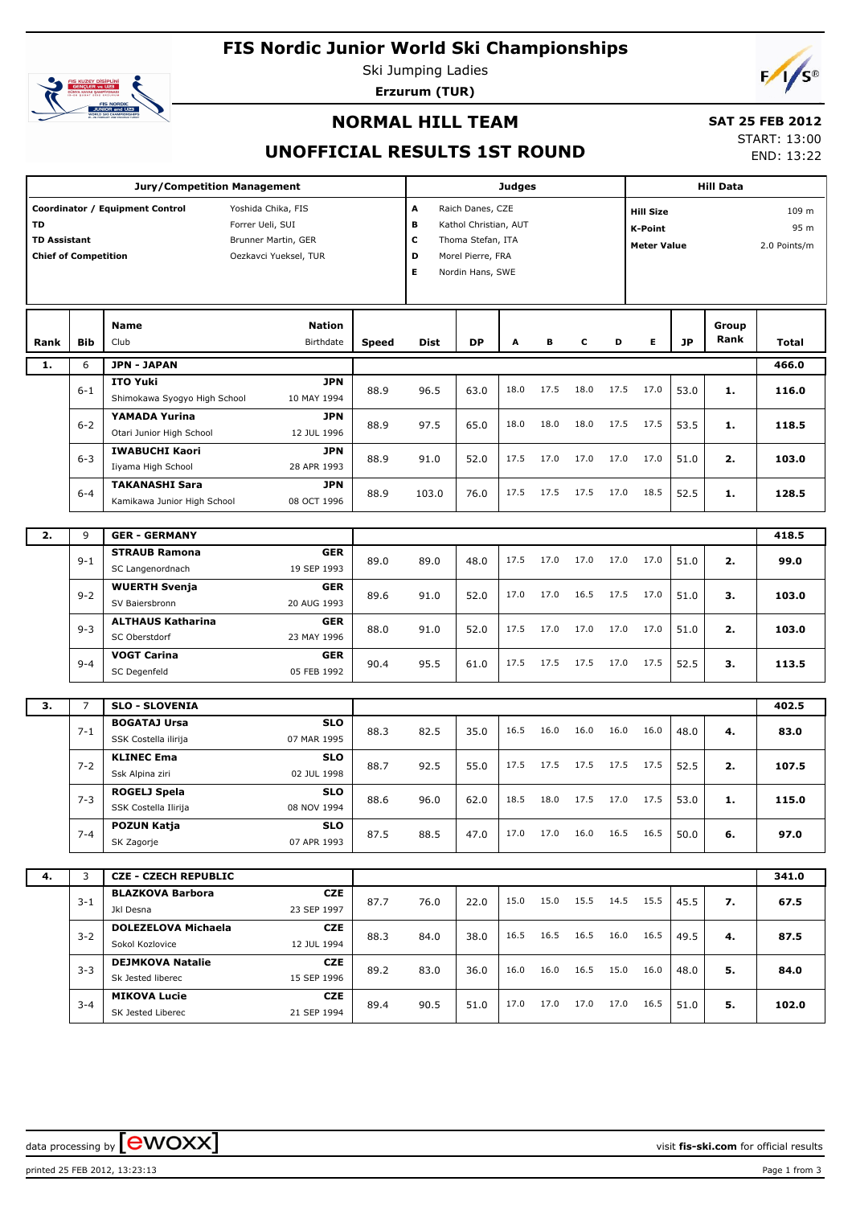# FIS Nordic Junior World Ski Championships

Ski Jumping Ladies

**Erzurum (TUR)**

## NORMAL HILL TEAM

## UNOFFICIAL RESULTS 1ST ROUND

**SAT 25 FEB 2012**

START: 13:00

END: 13:22

| Jury/Competition Management | | Judges | | Hill Data | |
|---|---|---|---|---|---|
| **Coordinator / Equipment Control** | Yoshida Chika, FIS | A | Raich Danes, CZE | **Hill Size** | 109 m |
| **TD** | Forrer Ueli, SUI | B | Kathol Christian, AUT | **K-Point** | 95 m |
| **TD Assistant** | Brunner Martin, GER | C | Thoma Stefan, ITA | **Meter Value** | 2.0 Points/m |
| **Chief of Competition** | Oezkavci Yueksel, TUR | D | Morel Pierre, FRA | | |
| | | E | Nordin Hans, SWE | | |

| Rank | Bib | Name / Club | Nation / Birthdate | Speed | Dist | DP | A | B | C | D | E | JP | Group Rank | Total |
|---|---|---|---|---|---|---|---|---|---|---|---|---|---|---|
| **1.** | 6 | **JPN - JAPAN** | | | | | | | | | | | | **466.0** |
| | 6-1 | **ITO Yuki** / Shimokawa Syogyo High School | **JPN** / 10 MAY 1994 | 88.9 | 96.5 | 63.0 | 18.0 | 17.5 | 18.0 | 17.5 | 17.0 | 53.0 | **1.** | **116.0** |
| | 6-2 | **YAMADA Yurina** / Otari Junior High School | **JPN** / 12 JUL 1996 | 88.9 | 97.5 | 65.0 | 18.0 | 18.0 | 18.0 | 17.5 | 17.5 | 53.5 | **1.** | **118.5** |
| | 6-3 | **IWABUCHI Kaori** / Iiyama High School | **JPN** / 28 APR 1993 | 88.9 | 91.0 | 52.0 | 17.5 | 17.0 | 17.0 | 17.0 | 17.0 | 51.0 | **2.** | **103.0** |
| | 6-4 | **TAKANASHI Sara** / Kamikawa Junior High School | **JPN** / 08 OCT 1996 | 88.9 | 103.0 | 76.0 | 17.5 | 17.5 | 17.5 | 17.0 | 18.5 | 52.5 | **1.** | **128.5** |
| **2.** | 9 | **GER - GERMANY** | | | | | | | | | | | | **418.5** |
| | 9-1 | **STRAUB Ramona** / SC Langenordnach | **GER** / 19 SEP 1993 | 89.0 | 89.0 | 48.0 | 17.5 | 17.0 | 17.0 | 17.0 | 17.0 | 51.0 | **2.** | **99.0** |
| | 9-2 | **WUERTH Svenja** / SV Baiersbronn | **GER** / 20 AUG 1993 | 89.6 | 91.0 | 52.0 | 17.0 | 17.0 | 16.5 | 17.5 | 17.0 | 51.0 | **3.** | **103.0** |
| | 9-3 | **ALTHAUS Katharina** / SC Oberstdorf | **GER** / 23 MAY 1996 | 88.0 | 91.0 | 52.0 | 17.5 | 17.0 | 17.0 | 17.0 | 17.0 | 51.0 | **2.** | **103.0** |
| | 9-4 | **VOGT Carina** / SC Degenfeld | **GER** / 05 FEB 1992 | 90.4 | 95.5 | 61.0 | 17.5 | 17.5 | 17.5 | 17.0 | 17.5 | 52.5 | **3.** | **113.5** |
| **3.** | 7 | **SLO - SLOVENIA** | | | | | | | | | | | | **402.5** |
| | 7-1 | **BOGATAJ Ursa** / SSK Costella ilirija | **SLO** / 07 MAR 1995 | 88.3 | 82.5 | 35.0 | 16.5 | 16.0 | 16.0 | 16.0 | 16.0 | 48.0 | **4.** | **83.0** |
| | 7-2 | **KLINEC Ema** / Ssk Alpina ziri | **SLO** / 02 JUL 1998 | 88.7 | 92.5 | 55.0 | 17.5 | 17.5 | 17.5 | 17.5 | 17.5 | 52.5 | **2.** | **107.5** |
| | 7-3 | **ROGELJ Spela** / SSK Costella Ilirija | **SLO** / 08 NOV 1994 | 88.6 | 96.0 | 62.0 | 18.5 | 18.0 | 17.5 | 17.0 | 17.5 | 53.0 | **1.** | **115.0** |
| | 7-4 | **POZUN Katja** / SK Zagorje | **SLO** / 07 APR 1993 | 87.5 | 88.5 | 47.0 | 17.0 | 17.0 | 16.0 | 16.5 | 16.5 | 50.0 | **6.** | **97.0** |
| **4.** | 3 | **CZE - CZECH REPUBLIC** | | | | | | | | | | | | **341.0** |
| | 3-1 | **BLAZKOVA Barbora** / Jkl Desna | **CZE** / 23 SEP 1997 | 87.7 | 76.0 | 22.0 | 15.0 | 15.0 | 15.5 | 14.5 | 15.5 | 45.5 | **7.** | **67.5** |
| | 3-2 | **DOLEZELOVA Michaela** / Sokol Kozlovice | **CZE** / 12 JUL 1994 | 88.3 | 84.0 | 38.0 | 16.5 | 16.5 | 16.5 | 16.0 | 16.5 | 49.5 | **4.** | **87.5** |
| | 3-3 | **DEJMKOVA Natalie** / Sk Jested liberec | **CZE** / 15 SEP 1996 | 89.2 | 83.0 | 36.0 | 16.0 | 16.0 | 16.5 | 15.0 | 16.0 | 48.0 | **5.** | **84.0** |
| | 3-4 | **MIKOVA Lucie** / SK Jested Liberec | **CZE** / 21 SEP 1994 | 89.4 | 90.5 | 51.0 | 17.0 | 17.0 | 17.0 | 17.0 | 16.5 | 51.0 | **5.** | **102.0** |

data processing by ewoxx — visit **fis-ski.com** for official results

printed 25 FEB 2012, 13:23:13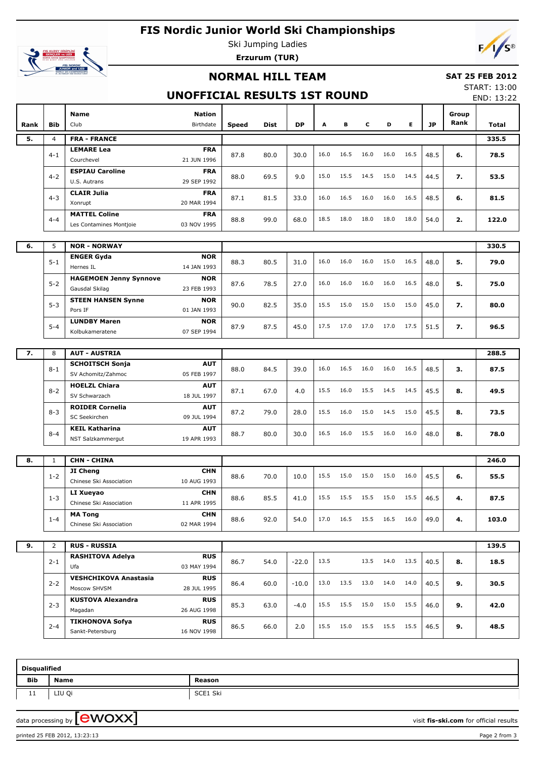# FIS Nordic Junior World Ski Championships

Ski Jumping Ladies

**Erzurum (TUR)**

## NORMAL HILL TEAM

**SAT 25 FEB 2012**

START: 13:00

END: 13:22

## UNOFFICIAL RESULTS 1ST ROUND

| Rank | Bib | Name / Club | Nation / Birthdate | Speed | Dist | DP | A | B | C | D | E | JP | Group Rank | Total |
|---|---|---|---|---|---|---|---|---|---|---|---|---|---|---|
| **5.** | 4 | **FRA - FRANCE** | | | | | | | | | | | | **335.5** |
| | 4-1 | **LEMARE Lea** Courchevel | **FRA** 21 JUN 1996 | 87.8 | 80.0 | 30.0 | 16.0 | 16.5 | 16.0 | 16.0 | 16.5 | 48.5 | **6.** | **78.5** |
| | 4-2 | **ESPIAU Caroline** U.S. Autrans | **FRA** 29 SEP 1992 | 88.0 | 69.5 | 9.0 | 15.0 | 15.5 | 14.5 | 15.0 | 14.5 | 44.5 | **7.** | **53.5** |
| | 4-3 | **CLAIR Julia** Xonrupt | **FRA** 20 MAR 1994 | 87.1 | 81.5 | 33.0 | 16.0 | 16.5 | 16.0 | 16.0 | 16.5 | 48.5 | **6.** | **81.5** |
| | 4-4 | **MATTEL Coline** Les Contamines Montjoie | **FRA** 03 NOV 1995 | 88.8 | 99.0 | 68.0 | 18.5 | 18.0 | 18.0 | 18.0 | 18.0 | 54.0 | **2.** | **122.0** |
| **6.** | 5 | **NOR - NORWAY** | | | | | | | | | | | | **330.5** |
| | 5-1 | **ENGER Gyda** Hernes IL | **NOR** 14 JAN 1993 | 88.3 | 80.5 | 31.0 | 16.0 | 16.0 | 16.0 | 15.0 | 16.5 | 48.0 | **5.** | **79.0** |
| | 5-2 | **HAGEMOEN Jenny Synnove** Gausdal Skilag | **NOR** 23 FEB 1993 | 87.6 | 78.5 | 27.0 | 16.0 | 16.0 | 16.0 | 16.0 | 16.5 | 48.0 | **5.** | **75.0** |
| | 5-3 | **STEEN HANSEN Synne** Pors IF | **NOR** 01 JAN 1993 | 90.0 | 82.5 | 35.0 | 15.5 | 15.0 | 15.0 | 15.0 | 15.0 | 45.0 | **7.** | **80.0** |
| | 5-4 | **LUNDBY Maren** Kolbukameratene | **NOR** 07 SEP 1994 | 87.9 | 87.5 | 45.0 | 17.5 | 17.0 | 17.0 | 17.0 | 17.5 | 51.5 | **7.** | **96.5** |
| **7.** | 8 | **AUT - AUSTRIA** | | | | | | | | | | | | **288.5** |
| | 8-1 | **SCHOITSCH Sonja** SV Achomitz/Zahmoc | **AUT** 05 FEB 1997 | 88.0 | 84.5 | 39.0 | 16.0 | 16.5 | 16.0 | 16.0 | 16.5 | 48.5 | **3.** | **87.5** |
| | 8-2 | **HOELZL Chiara** SV Schwarzach | **AUT** 18 JUL 1997 | 87.1 | 67.0 | 4.0 | 15.5 | 16.0 | 15.5 | 14.5 | 14.5 | 45.5 | **8.** | **49.5** |
| | 8-3 | **ROIDER Cornelia** SC Seekirchen | **AUT** 09 JUL 1994 | 87.2 | 79.0 | 28.0 | 15.5 | 16.0 | 15.0 | 14.5 | 15.0 | 45.5 | **8.** | **73.5** |
| | 8-4 | **KEIL Katharina** NST Salzkammergut | **AUT** 19 APR 1993 | 88.7 | 80.0 | 30.0 | 16.5 | 16.0 | 15.5 | 16.0 | 16.0 | 48.0 | **8.** | **78.0** |
| **8.** | 1 | **CHN - CHINA** | | | | | | | | | | | | **246.0** |
| | 1-2 | **JI Cheng** Chinese Ski Association | **CHN** 10 AUG 1993 | 88.6 | 70.0 | 10.0 | 15.5 | 15.0 | 15.0 | 15.0 | 16.0 | 45.5 | **6.** | **55.5** |
| | 1-3 | **LI Xueyao** Chinese Ski Association | **CHN** 11 APR 1995 | 88.6 | 85.5 | 41.0 | 15.5 | 15.5 | 15.5 | 15.0 | 15.5 | 46.5 | **4.** | **87.5** |
| | 1-4 | **MA Tong** Chinese Ski Association | **CHN** 02 MAR 1994 | 88.6 | 92.0 | 54.0 | 17.0 | 16.5 | 15.5 | 16.5 | 16.0 | 49.0 | **4.** | **103.0** |
| **9.** | 2 | **RUS - RUSSIA** | | | | | | | | | | | | **139.5** |
| | 2-1 | **RASHITOVA Adelya** Ufa | **RUS** 03 MAY 1994 | 86.7 | 54.0 | -22.0 | 13.5 | | 13.5 | 14.0 | 13.5 | 40.5 | **8.** | **18.5** |
| | 2-2 | **VESHCHIKOVA Anastasia** Moscow SHVSM | **RUS** 28 JUL 1995 | 86.4 | 60.0 | -10.0 | 13.0 | 13.5 | 13.0 | 14.0 | 14.0 | 40.5 | **9.** | **30.5** |
| | 2-3 | **KUSTOVA Alexandra** Magadan | **RUS** 26 AUG 1998 | 85.3 | 63.0 | -4.0 | 15.5 | 15.5 | 15.0 | 15.0 | 15.5 | 46.0 | **9.** | **42.0** |
| | 2-4 | **TIKHONOVA Sofya** Sankt-Petersburg | **RUS** 16 NOV 1998 | 86.5 | 66.0 | 2.0 | 15.5 | 15.0 | 15.5 | 15.5 | 15.5 | 46.5 | **9.** | **48.5** |

**Disqualified**

| Bib | Name | Reason |
|---|---|---|
| 11 | LIU Qi | SCE1 Ski |

data processing by ewoxx — visit **fis-ski.com** for official results

printed 25 FEB 2012, 13:23:13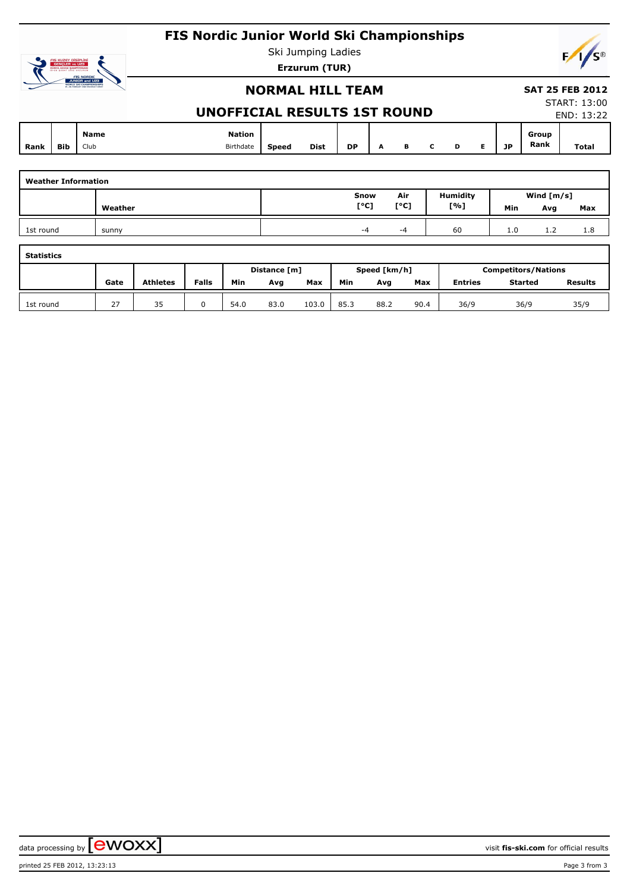# FIS Nordic Junior World Ski Championships

Ski Jumping Ladies

**Erzurum (TUR)**

## NORMAL HILL TEAM

**SAT 25 FEB 2012**

START: 13:00

END: 13:22

## UNOFFICIAL RESULTS 1ST ROUND

| Rank | Bib | Name Club | Nation Birthdate | Speed | Dist | DP | A | B | C | D | E | JP | Group Rank | Total |
|---|---|---|---|---|---|---|---|---|---|---|---|---|---|---|

### Weather Information

| | Weather | Snow [°C] | Air [°C] | Humidity [%] | Wind [m/s] Min | Avg | Max |
|---|---|---|---|---|---|---|---|
| 1st round | sunny | -4 | -4 | 60 | 1.0 | 1.2 | 1.8 |

### Statistics

| | Gate | Athletes | Falls | Distance [m] Min | Avg | Max | Speed [km/h] Min | Avg | Max | Competitors/Nations Entries | Started | Results |
|---|---|---|---|---|---|---|---|---|---|---|---|---|
| 1st round | 27 | 35 | 0 | 54.0 | 83.0 | 103.0 | 85.3 | 88.2 | 90.4 | 36/9 | 36/9 | 35/9 |

data processing by [ewoxx]

visit fis-ski.com for official results

printed 25 FEB 2012, 13:23:13